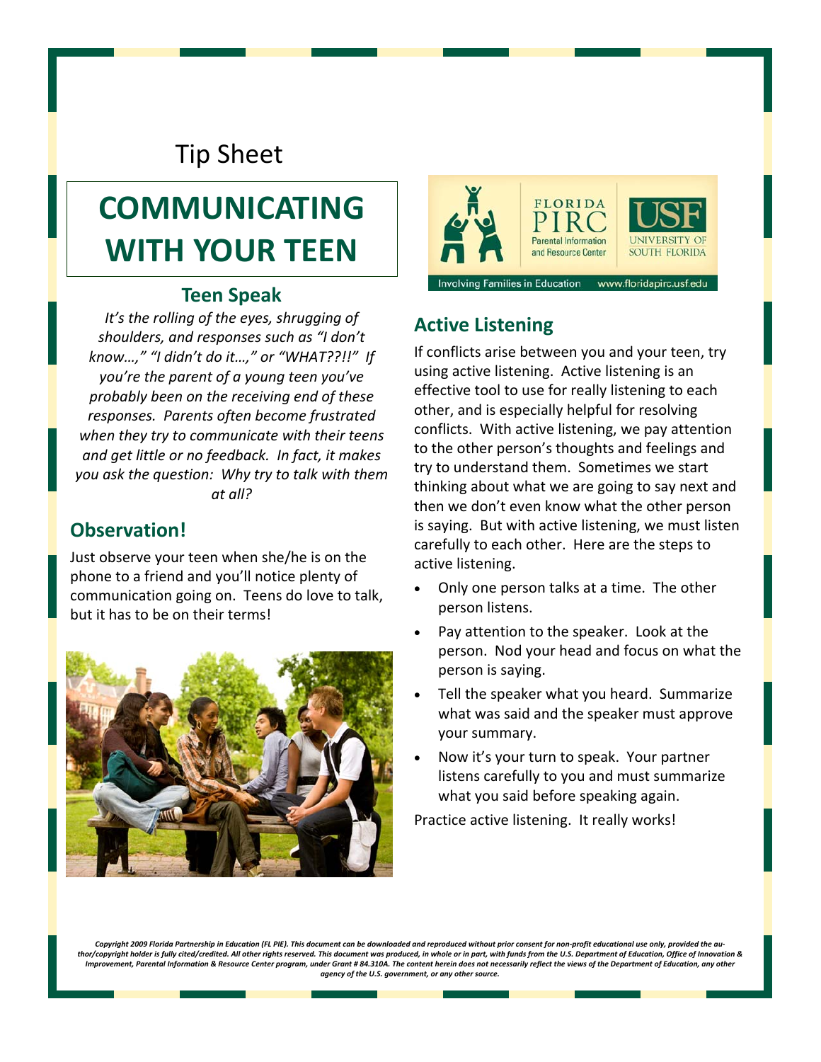Tip Sheet

# COMMUNICATING WITH YOUR TEEN

## Teen Speak

*It's the rolling of the eyes, shrugging of shoulders, and responses such as "I don't know…," "I didn't do it…," or "WHAT??!!" If you're the parent of a young teen you've probably been on the receiving end of these responses. Parents often become frustrated when they try to communicate with their teens and get little or no feedback. In fact, it makes you ask the question: Why try to talk with them at all?*

## Observation!

Just observe your teen when she/he is on the phone to a friend and you'll notice plenty of communication going on. Teens do love to talk, but it has to be on their terms!

## Active Listening

If conflicts arise between you and your teen, try using active listening. Active listening is an effective tool to use for really listening to each other, and is especially helpful for resolving conflicts. With active listening, we pay attention to the other person's thoughts and feelings and try to understand them. Sometimes we start thinking about what we are going to say next and then we don't even know what the other person is saying. But with active listening, we must listen carefully to each other. Here are the steps to active listening.

- Only one person talks at a time. The other person listens.
- Pay attention to the speaker. Look at the person. Nod your head and focus on what the person is saying.
- Tell the speaker what you heard. Summarize what was said and the speaker must approve your summary.
- Now it's your turn to speak. Your partner listens carefully to you and must summarize what you said before speaking again.

Practice active listening. It really works!

*Copyright 2009 Florida Partnership in Education (FL PIE). This document can be downloaded and reproduced without prior consent for non-profit educational use only, provided the author/copyright holder is fully cited/credited. All other rights reserved. This document was produced, in whole or in part, with funds from the U.S. Department of Education, Office of Innovation & Improvement, Parental Information & Resource Center program, under Grant # 84.310A. The content herein does not necessarily reflect the views of the Department of Education, any other agency of the U.S. government, or any other source.*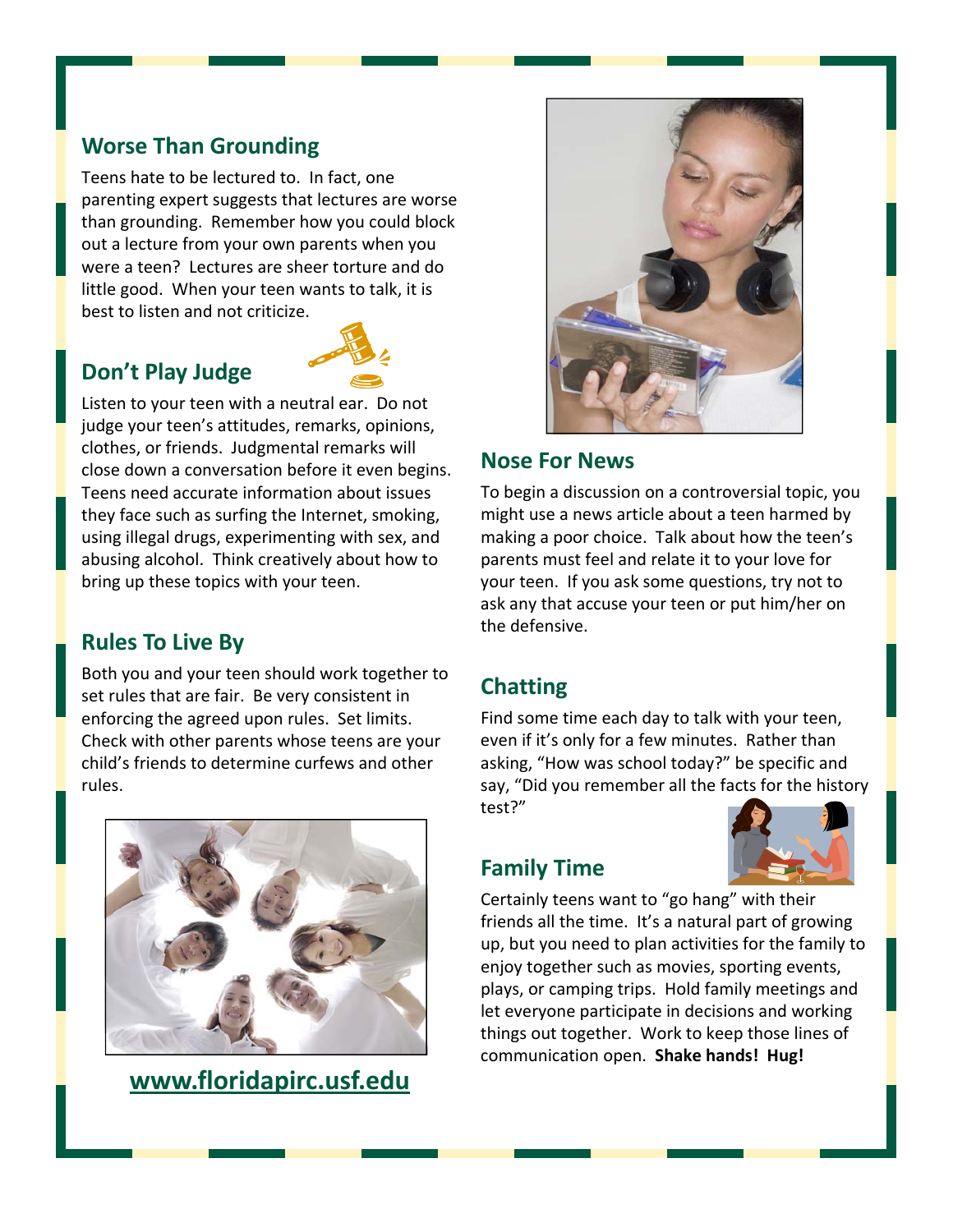## Worse Than Grounding

Teens hate to be lectured to. In fact, one parenting expert suggests that lectures are worse than grounding. Remember how you could block out a lecture from your own parents when you were a teen? Lectures are sheer torture and do little good. When your teen wants to talk, it is best to listen and not criticize.

## Don't Play Judge

Listen to your teen with a neutral ear. Do not judge your teen's attitudes, remarks, opinions, clothes, or friends. Judgmental remarks will close down a conversation before it even begins. Teens need accurate information about issues they face such as surfing the Internet, smoking, using illegal drugs, experimenting with sex, and abusing alcohol. Think creatively about how to bring up these topics with your teen.

## Rules To Live By

Both you and your teen should work together to set rules that are fair. Be very consistent in enforcing the agreed upon rules. Set limits. Check with other parents whose teens are your child's friends to determine curfews and other rules.

**www.floridapirc.usf.edu**

## Nose For News

To begin a discussion on a controversial topic, you might use a news article about a teen harmed by making a poor choice. Talk about how the teen's parents must feel and relate it to your love for your teen. If you ask some questions, try not to ask any that accuse your teen or put him/her on the defensive.

## Chatting

Find some time each day to talk with your teen, even if it's only for a few minutes. Rather than asking, "How was school today?" be specific and say, "Did you remember all the facts for the history test?"

## Family Time

Certainly teens want to "go hang" with their friends all the time. It's a natural part of growing up, but you need to plan activities for the family to enjoy together such as movies, sporting events, plays, or camping trips. Hold family meetings and let everyone participate in decisions and working things out together. Work to keep those lines of communication open. **Shake hands! Hug!**